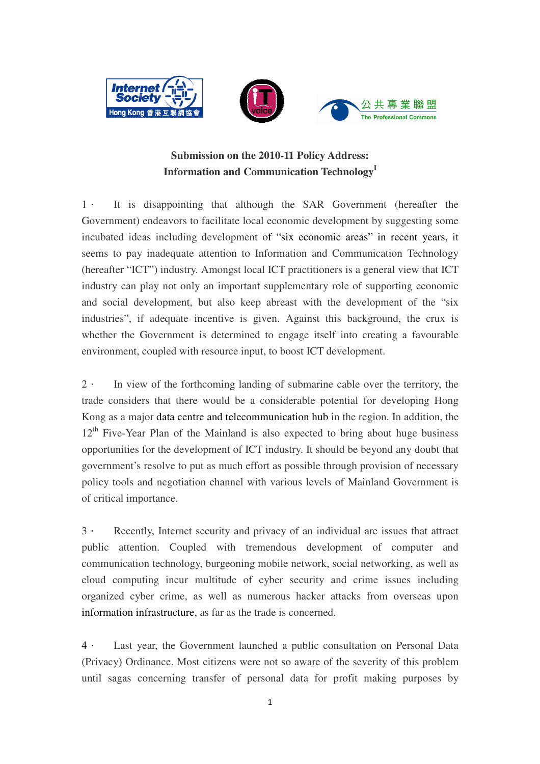**Submission on the 2010-11 Policy Address:**
**Information and Communication Technology[I]**

1． It is disappointing that although the SAR Government (hereafter the Government) endeavors to facilitate local economic development by suggesting some incubated ideas including development of "six economic areas" in recent years, it seems to pay inadequate attention to Information and Communication Technology (hereafter "ICT") industry. Amongst local ICT practitioners is a general view that ICT industry can play not only an important supplementary role of supporting economic and social development, but also keep abreast with the development of the "six industries", if adequate incentive is given. Against this background, the crux is whether the Government is determined to engage itself into creating a favourable environment, coupled with resource input, to boost ICT development.

2． In view of the forthcoming landing of submarine cable over the territory, the trade considers that there would be a considerable potential for developing Hong Kong as a major data centre and telecommunication hub in the region. In addition, the 12th Five-Year Plan of the Mainland is also expected to bring about huge business opportunities for the development of ICT industry. It should be beyond any doubt that government's resolve to put as much effort as possible through provision of necessary policy tools and negotiation channel with various levels of Mainland Government is of critical importance.

3． Recently, Internet security and privacy of an individual are issues that attract public attention. Coupled with tremendous development of computer and communication technology, burgeoning mobile network, social networking, as well as cloud computing incur multitude of cyber security and crime issues including organized cyber crime, as well as numerous hacker attacks from overseas upon information infrastructure, as far as the trade is concerned.

4． Last year, the Government launched a public consultation on Personal Data (Privacy) Ordinance. Most citizens were not so aware of the severity of this problem until sagas concerning transfer of personal data for profit making purposes by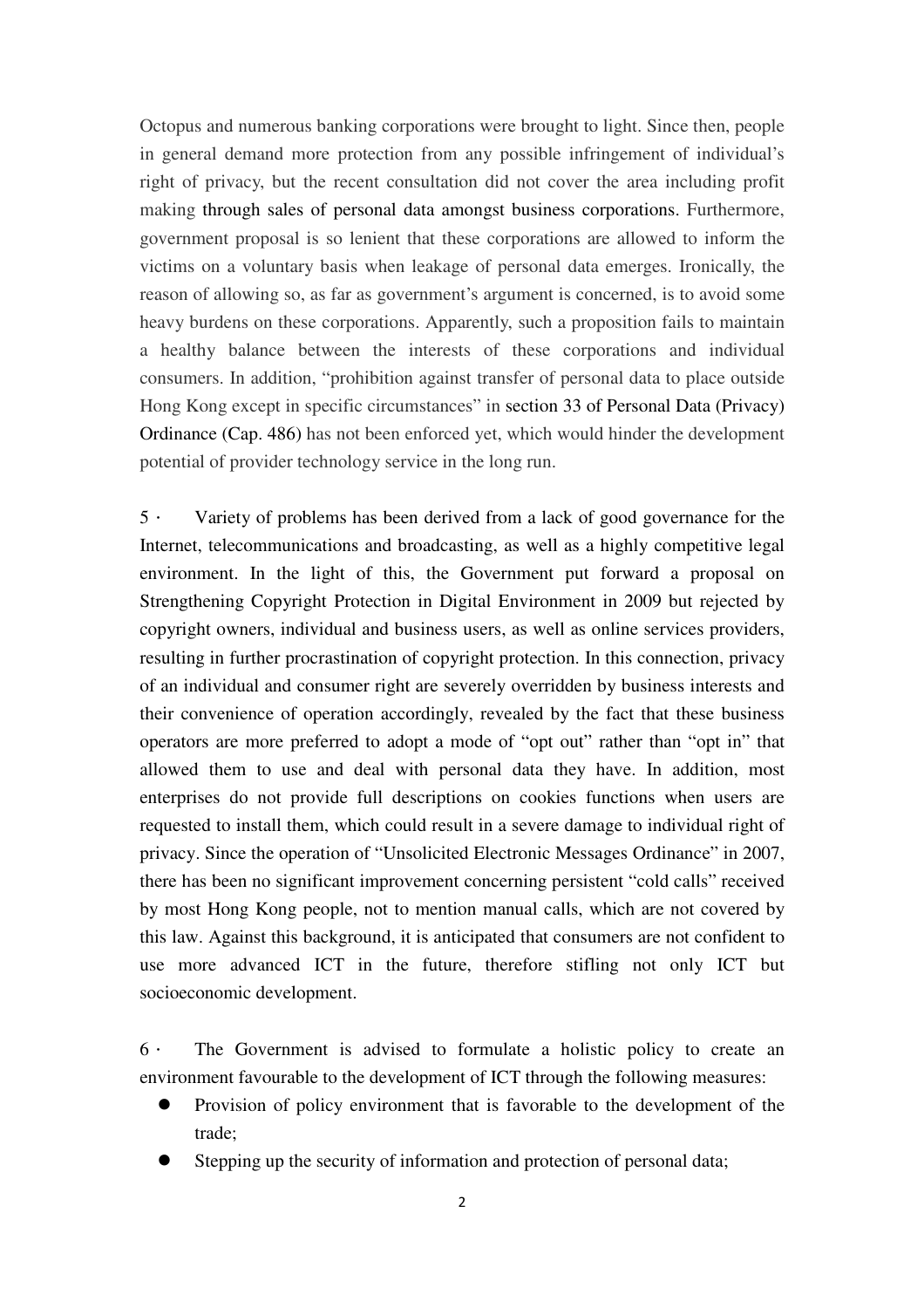Octopus and numerous banking corporations were brought to light. Since then, people in general demand more protection from any possible infringement of individual's right of privacy, but the recent consultation did not cover the area including profit making through sales of personal data amongst business corporations. Furthermore, government proposal is so lenient that these corporations are allowed to inform the victims on a voluntary basis when leakage of personal data emerges. Ironically, the reason of allowing so, as far as government's argument is concerned, is to avoid some heavy burdens on these corporations. Apparently, such a proposition fails to maintain a healthy balance between the interests of these corporations and individual consumers. In addition, "prohibition against transfer of personal data to place outside Hong Kong except in specific circumstances" in section 33 of Personal Data (Privacy) Ordinance (Cap. 486) has not been enforced yet, which would hinder the development potential of provider technology service in the long run.

5 · Variety of problems has been derived from a lack of good governance for the Internet, telecommunications and broadcasting, as well as a highly competitive legal environment. In the light of this, the Government put forward a proposal on Strengthening Copyright Protection in Digital Environment in 2009 but rejected by copyright owners, individual and business users, as well as online services providers, resulting in further procrastination of copyright protection. In this connection, privacy of an individual and consumer right are severely overridden by business interests and their convenience of operation accordingly, revealed by the fact that these business operators are more preferred to adopt a mode of "opt out" rather than "opt in" that allowed them to use and deal with personal data they have. In addition, most enterprises do not provide full descriptions on cookies functions when users are requested to install them, which could result in a severe damage to individual right of privacy. Since the operation of "Unsolicited Electronic Messages Ordinance" in 2007, there has been no significant improvement concerning persistent "cold calls" received by most Hong Kong people, not to mention manual calls, which are not covered by this law. Against this background, it is anticipated that consumers are not confident to use more advanced ICT in the future, therefore stifling not only ICT but socioeconomic development.

6 · The Government is advised to formulate a holistic policy to create an environment favourable to the development of ICT through the following measures:

- Provision of policy environment that is favorable to the development of the trade;
- Stepping up the security of information and protection of personal data;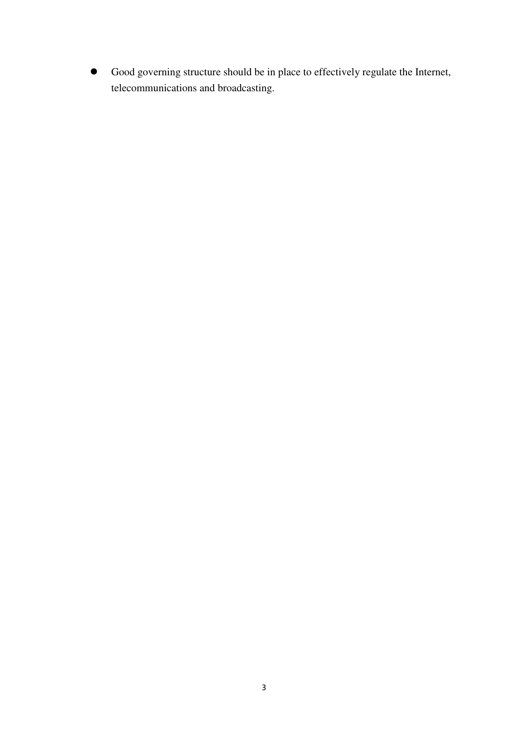- Good governing structure should be in place to effectively regulate the Internet, telecommunications and broadcasting.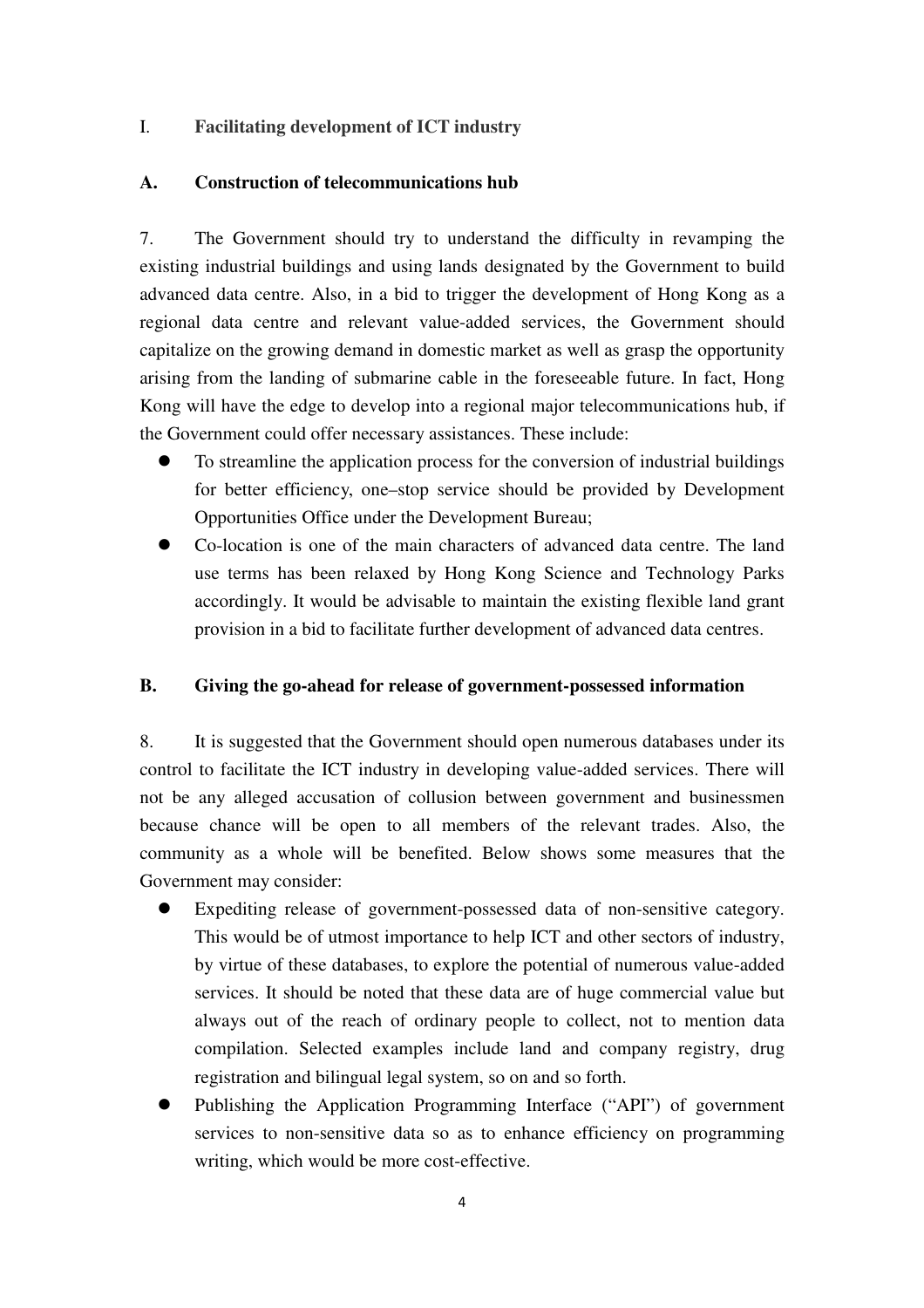## I. Facilitating development of ICT industry

### A. Construction of telecommunications hub

7. The Government should try to understand the difficulty in revamping the existing industrial buildings and using lands designated by the Government to build advanced data centre. Also, in a bid to trigger the development of Hong Kong as a regional data centre and relevant value-added services, the Government should capitalize on the growing demand in domestic market as well as grasp the opportunity arising from the landing of submarine cable in the foreseeable future. In fact, Hong Kong will have the edge to develop into a regional major telecommunications hub, if the Government could offer necessary assistances. These include:

- To streamline the application process for the conversion of industrial buildings for better efficiency, one–stop service should be provided by Development Opportunities Office under the Development Bureau;
- Co-location is one of the main characters of advanced data centre. The land use terms has been relaxed by Hong Kong Science and Technology Parks accordingly. It would be advisable to maintain the existing flexible land grant provision in a bid to facilitate further development of advanced data centres.

### B. Giving the go-ahead for release of government-possessed information

8. It is suggested that the Government should open numerous databases under its control to facilitate the ICT industry in developing value-added services. There will not be any alleged accusation of collusion between government and businessmen because chance will be open to all members of the relevant trades. Also, the community as a whole will be benefited. Below shows some measures that the Government may consider:

- Expediting release of government-possessed data of non-sensitive category. This would be of utmost importance to help ICT and other sectors of industry, by virtue of these databases, to explore the potential of numerous value-added services. It should be noted that these data are of huge commercial value but always out of the reach of ordinary people to collect, not to mention data compilation. Selected examples include land and company registry, drug registration and bilingual legal system, so on and so forth.
- Publishing the Application Programming Interface ("API") of government services to non-sensitive data so as to enhance efficiency on programming writing, which would be more cost-effective.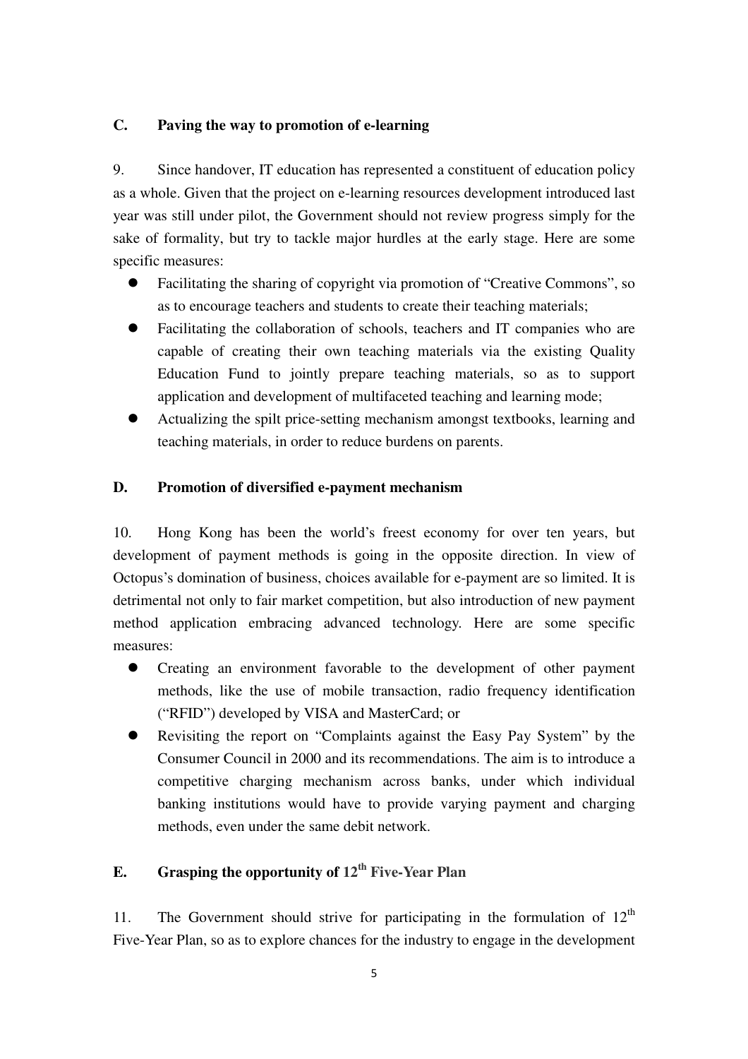## C. Paving the way to promotion of e-learning

9. Since handover, IT education has represented a constituent of education policy as a whole. Given that the project on e-learning resources development introduced last year was still under pilot, the Government should not review progress simply for the sake of formality, but try to tackle major hurdles at the early stage. Here are some specific measures:

- Facilitating the sharing of copyright via promotion of "Creative Commons", so as to encourage teachers and students to create their teaching materials;
- Facilitating the collaboration of schools, teachers and IT companies who are capable of creating their own teaching materials via the existing Quality Education Fund to jointly prepare teaching materials, so as to support application and development of multifaceted teaching and learning mode;
- Actualizing the spilt price-setting mechanism amongst textbooks, learning and teaching materials, in order to reduce burdens on parents.

## D. Promotion of diversified e-payment mechanism

10. Hong Kong has been the world's freest economy for over ten years, but development of payment methods is going in the opposite direction. In view of Octopus's domination of business, choices available for e-payment are so limited. It is detrimental not only to fair market competition, but also introduction of new payment method application embracing advanced technology. Here are some specific measures:

- Creating an environment favorable to the development of other payment methods, like the use of mobile transaction, radio frequency identification ("RFID") developed by VISA and MasterCard; or
- Revisiting the report on "Complaints against the Easy Pay System" by the Consumer Council in 2000 and its recommendations. The aim is to introduce a competitive charging mechanism across banks, under which individual banking institutions would have to provide varying payment and charging methods, even under the same debit network.

## E. Grasping the opportunity of 12th Five-Year Plan

11. The Government should strive for participating in the formulation of 12th Five-Year Plan, so as to explore chances for the industry to engage in the development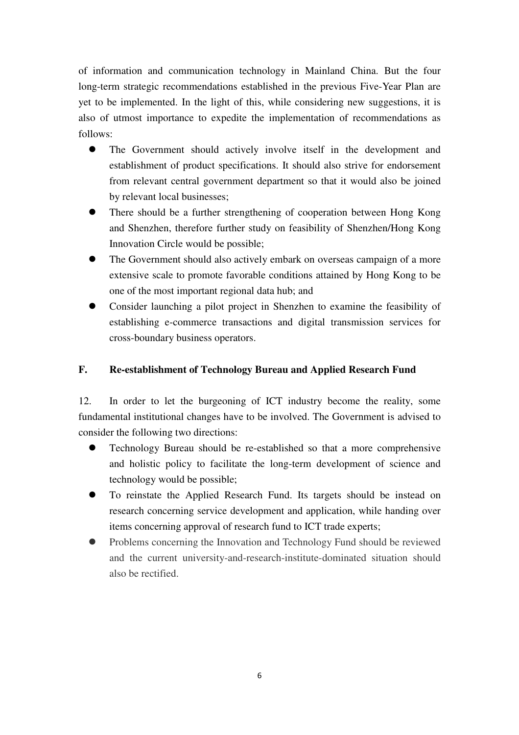of information and communication technology in Mainland China. But the four long-term strategic recommendations established in the previous Five-Year Plan are yet to be implemented. In the light of this, while considering new suggestions, it is also of utmost importance to expedite the implementation of recommendations as follows:

- The Government should actively involve itself in the development and establishment of product specifications. It should also strive for endorsement from relevant central government department so that it would also be joined by relevant local businesses;
- There should be a further strengthening of cooperation between Hong Kong and Shenzhen, therefore further study on feasibility of Shenzhen/Hong Kong Innovation Circle would be possible;
- The Government should also actively embark on overseas campaign of a more extensive scale to promote favorable conditions attained by Hong Kong to be one of the most important regional data hub; and
- Consider launching a pilot project in Shenzhen to examine the feasibility of establishing e-commerce transactions and digital transmission services for cross-boundary business operators.

## F. Re-establishment of Technology Bureau and Applied Research Fund

12. In order to let the burgeoning of ICT industry become the reality, some fundamental institutional changes have to be involved. The Government is advised to consider the following two directions:

- Technology Bureau should be re-established so that a more comprehensive and holistic policy to facilitate the long-term development of science and technology would be possible;
- To reinstate the Applied Research Fund. Its targets should be instead on research concerning service development and application, while handing over items concerning approval of research fund to ICT trade experts;
- Problems concerning the Innovation and Technology Fund should be reviewed and the current university-and-research-institute-dominated situation should also be rectified.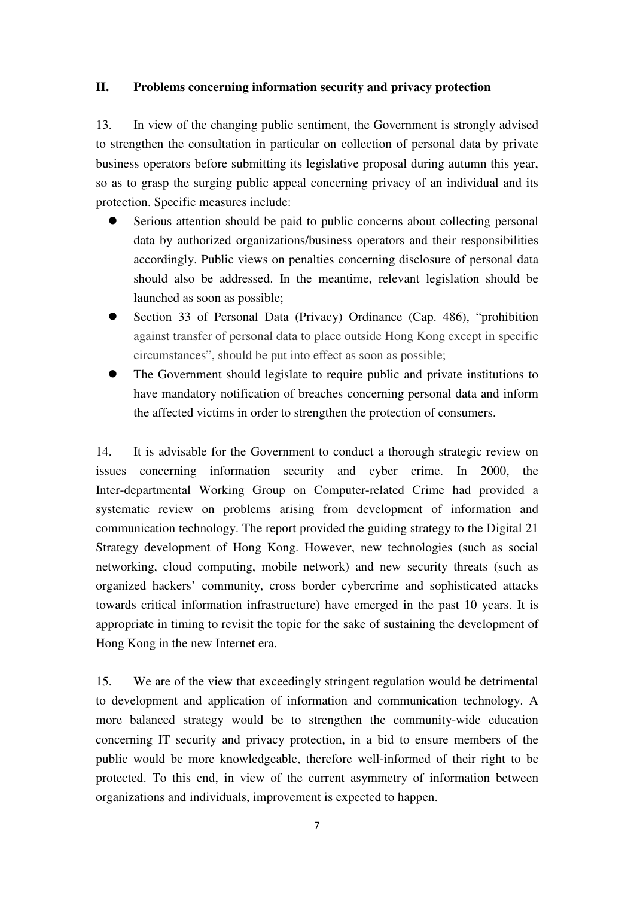## II. Problems concerning information security and privacy protection

13. In view of the changing public sentiment, the Government is strongly advised to strengthen the consultation in particular on collection of personal data by private business operators before submitting its legislative proposal during autumn this year, so as to grasp the surging public appeal concerning privacy of an individual and its protection. Specific measures include:

- Serious attention should be paid to public concerns about collecting personal data by authorized organizations/business operators and their responsibilities accordingly. Public views on penalties concerning disclosure of personal data should also be addressed. In the meantime, relevant legislation should be launched as soon as possible;
- Section 33 of Personal Data (Privacy) Ordinance (Cap. 486), "prohibition against transfer of personal data to place outside Hong Kong except in specific circumstances", should be put into effect as soon as possible;
- The Government should legislate to require public and private institutions to have mandatory notification of breaches concerning personal data and inform the affected victims in order to strengthen the protection of consumers.

14. It is advisable for the Government to conduct a thorough strategic review on issues concerning information security and cyber crime. In 2000, the Inter-departmental Working Group on Computer-related Crime had provided a systematic review on problems arising from development of information and communication technology. The report provided the guiding strategy to the Digital 21 Strategy development of Hong Kong. However, new technologies (such as social networking, cloud computing, mobile network) and new security threats (such as organized hackers' community, cross border cybercrime and sophisticated attacks towards critical information infrastructure) have emerged in the past 10 years. It is appropriate in timing to revisit the topic for the sake of sustaining the development of Hong Kong in the new Internet era.

15. We are of the view that exceedingly stringent regulation would be detrimental to development and application of information and communication technology. A more balanced strategy would be to strengthen the community-wide education concerning IT security and privacy protection, in a bid to ensure members of the public would be more knowledgeable, therefore well-informed of their right to be protected. To this end, in view of the current asymmetry of information between organizations and individuals, improvement is expected to happen.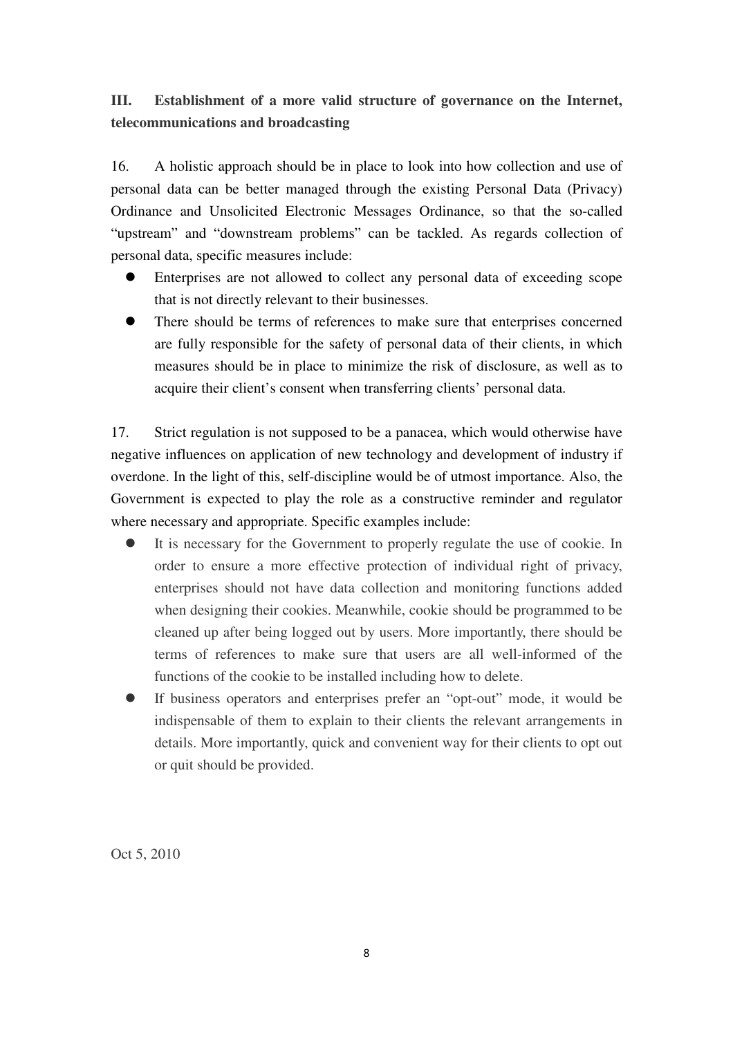**III. Establishment of a more valid structure of governance on the Internet, telecommunications and broadcasting**

16. A holistic approach should be in place to look into how collection and use of personal data can be better managed through the existing Personal Data (Privacy) Ordinance and Unsolicited Electronic Messages Ordinance, so that the so-called "upstream" and "downstream problems" can be tackled. As regards collection of personal data, specific measures include:

- Enterprises are not allowed to collect any personal data of exceeding scope that is not directly relevant to their businesses.
- There should be terms of references to make sure that enterprises concerned are fully responsible for the safety of personal data of their clients, in which measures should be in place to minimize the risk of disclosure, as well as to acquire their client's consent when transferring clients' personal data.

17. Strict regulation is not supposed to be a panacea, which would otherwise have negative influences on application of new technology and development of industry if overdone. In the light of this, self-discipline would be of utmost importance. Also, the Government is expected to play the role as a constructive reminder and regulator where necessary and appropriate. Specific examples include:

- It is necessary for the Government to properly regulate the use of cookie. In order to ensure a more effective protection of individual right of privacy, enterprises should not have data collection and monitoring functions added when designing their cookies. Meanwhile, cookie should be programmed to be cleaned up after being logged out by users. More importantly, there should be terms of references to make sure that users are all well-informed of the functions of the cookie to be installed including how to delete.
- If business operators and enterprises prefer an "opt-out" mode, it would be indispensable of them to explain to their clients the relevant arrangements in details. More importantly, quick and convenient way for their clients to opt out or quit should be provided.

Oct 5, 2010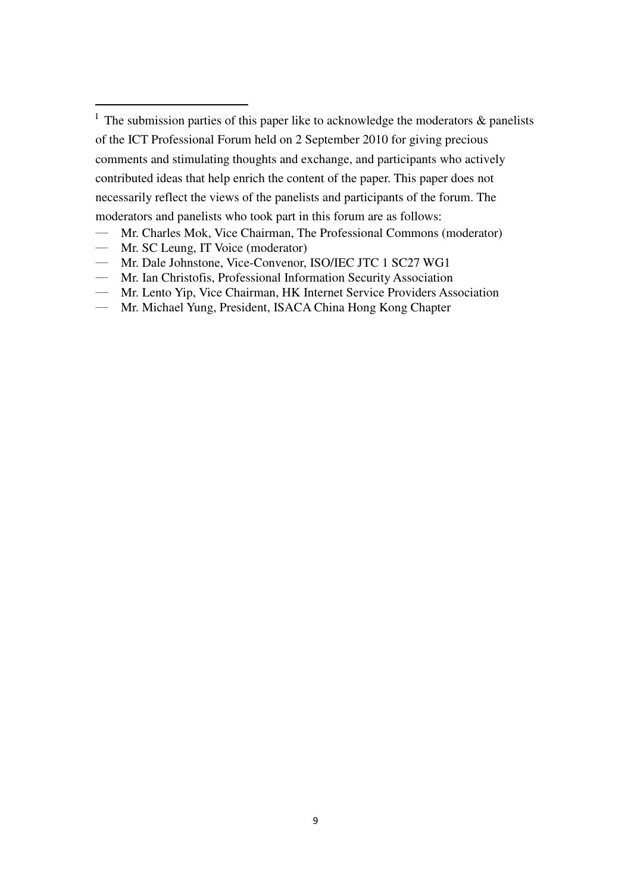[I] The submission parties of this paper like to acknowledge the moderators & panelists of the ICT Professional Forum held on 2 September 2010 for giving precious comments and stimulating thoughts and exchange, and participants who actively contributed ideas that help enrich the content of the paper. This paper does not necessarily reflect the views of the panelists and participants of the forum. The moderators and panelists who took part in this forum are as follows:

— Mr. Charles Mok, Vice Chairman, The Professional Commons (moderator)
— Mr. SC Leung, IT Voice (moderator)
— Mr. Dale Johnstone, Vice-Convenor, ISO/IEC JTC 1 SC27 WG1
— Mr. Ian Christofis, Professional Information Security Association
— Mr. Lento Yip, Vice Chairman, HK Internet Service Providers Association
— Mr. Michael Yung, President, ISACA China Hong Kong Chapter